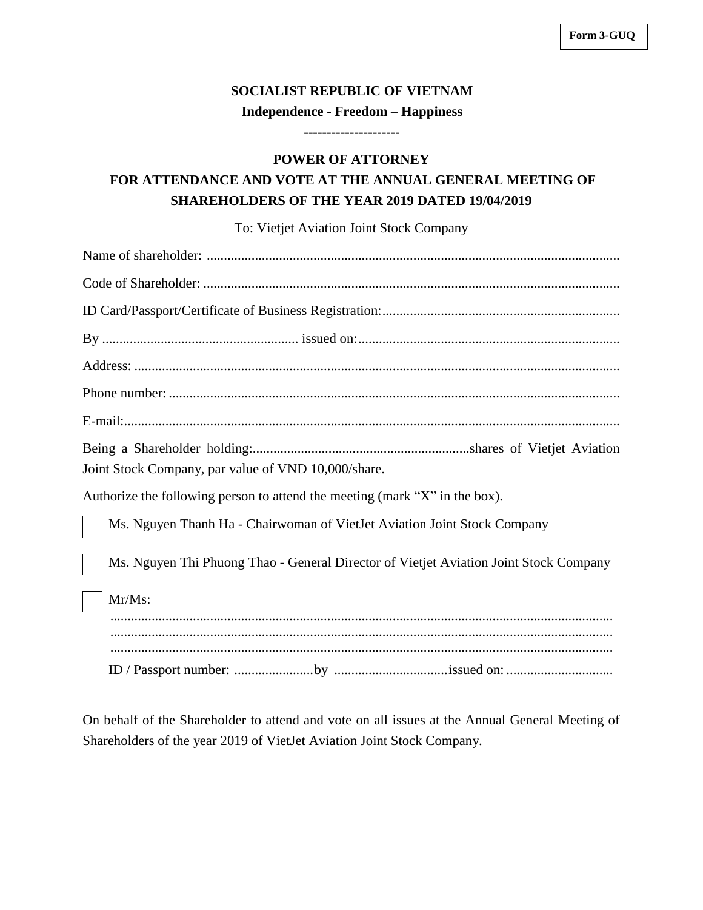**Form 3-GUQ**

**SOCIALIST REPUBLIC OF VIETNAM**

**Independence - Freedom – Happiness**

**--------------------**

# POWER OF ATTORNEY

## FOR ATTENDANCE AND VOTE AT THE ANNUAL GENERAL MEETING OF SHAREHOLDERS OF THE YEAR 2019 DATED 19/04/2019

To: Vietjet Aviation Joint Stock Company

Name of shareholder: ....................................................................................................................

Code of Shareholder: ....................................................................................................................

ID Card/Passport/Certificate of Business Registration:.....................................................................

By ......................................................... issued on:...........................................................................

Address: ..........................................................................................................................................

Phone number: ................................................................................................................................

E-mail:..............................................................................................................................................

Being a Shareholder holding:..............................................................shares of Vietjet Aviation Joint Stock Company, par value of VND 10,000/share.

Authorize the following person to attend the meeting (mark “X” in the box).

☐ Ms. Nguyen Thanh Ha - Chairwoman of VietJet Aviation Joint Stock Company

☐ Ms. Nguyen Thi Phuong Thao - General Director of Vietjet Aviation Joint Stock Company

☐ Mr/Ms:
.................................................................................................................................
.................................................................................................................................
.................................................................................................................................
ID / Passport number: .......................by .................................issued on: ...............................

On behalf of the Shareholder to attend and vote on all issues at the Annual General Meeting of Shareholders of the year 2019 of VietJet Aviation Joint Stock Company.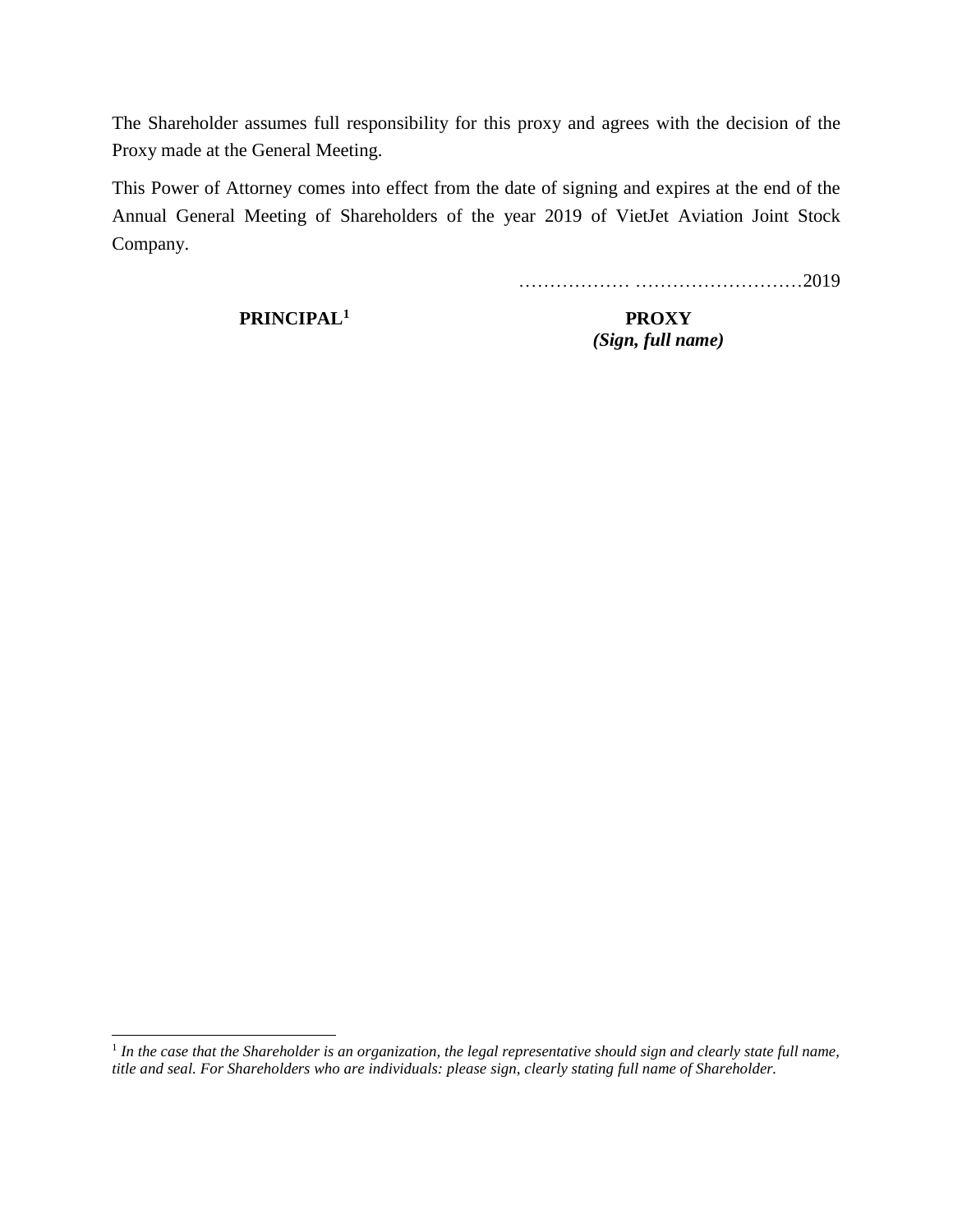The Shareholder assumes full responsibility for this proxy and agrees with the decision of the Proxy made at the General Meeting.

This Power of Attorney comes into effect from the date of signing and expires at the end of the Annual General Meeting of Shareholders of the year 2019 of VietJet Aviation Joint Stock Company.

……………… ………………………2019

| | |
|---|---|
| **PRINCIPAL**[1] | **PROXY** *(Sign, full name)* |

[1] *In the case that the Shareholder is an organization, the legal representative should sign and clearly state full name, title and seal. For Shareholders who are individuals: please sign, clearly stating full name of Shareholder.*